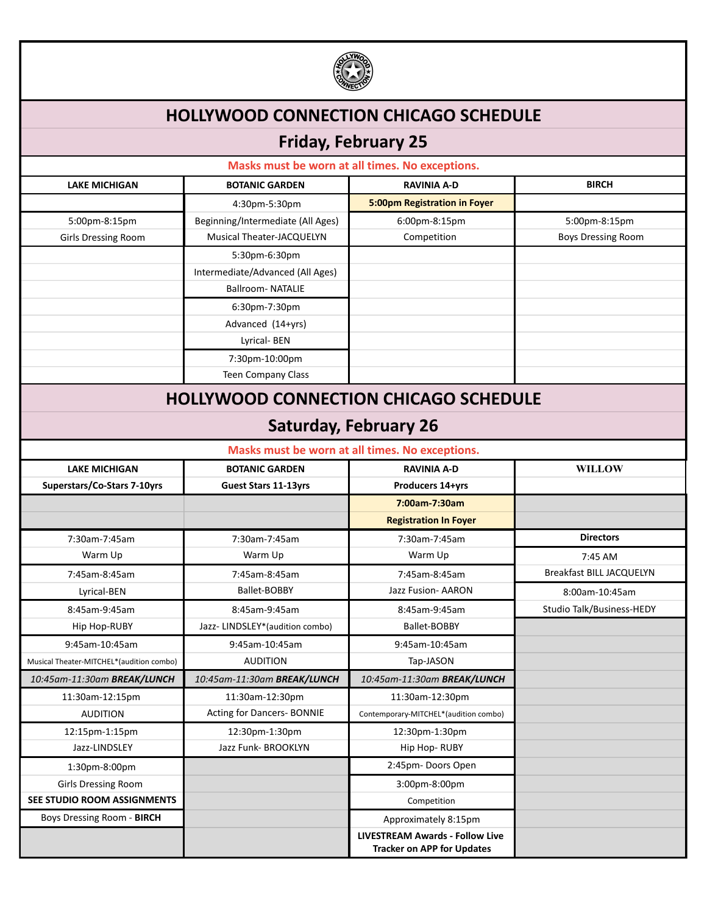# HOLLYWOOD CONNECTION CHICAGO SCHEDULE

## Friday, February 25

**Masks must be worn at all times. No exceptions.**

| LAKE MICHIGAN | BOTANIC GARDEN | RAVINIA A-D | BIRCH |
|---|---|---|---|
| | 4:30pm-5:30pm | **5:00pm Registration in Foyer** | |
| 5:00pm-8:15pm | Beginning/Intermediate (All Ages) | 6:00pm-8:15pm | 5:00pm-8:15pm |
| Girls Dressing Room | Musical Theater-JACQUELYN | Competition | Boys Dressing Room |
| | 5:30pm-6:30pm | | |
| | Intermediate/Advanced (All Ages) | | |
| | Ballroom- NATALIE | | |
| | 6:30pm-7:30pm | | |
| | Advanced (14+yrs) | | |
| | Lyrical- BEN | | |
| | 7:30pm-10:00pm | | |
| | Teen Company Class | | |

# HOLLYWOOD CONNECTION CHICAGO SCHEDULE

## Saturday, February 26

**Masks must be worn at all times. No exceptions.**

| LAKE MICHIGAN | BOTANIC GARDEN | RAVINIA A-D | WILLOW |
|---|---|---|---|
| **Superstars/Co-Stars 7-10yrs** | **Guest Stars 11-13yrs** | **Producers 14+yrs** | |
| | | **7:00am-7:30am** | |
| | | **Registration In Foyer** | |
| 7:30am-7:45am | 7:30am-7:45am | 7:30am-7:45am | **Directors** |
| Warm Up | Warm Up | Warm Up | 7:45 AM |
| 7:45am-8:45am | 7:45am-8:45am | 7:45am-8:45am | Breakfast BILL JACQUELYN |
| Lyrical-BEN | Ballet-BOBBY | Jazz Fusion- AARON | 8:00am-10:45am |
| 8:45am-9:45am | 8:45am-9:45am | 8:45am-9:45am | Studio Talk/Business-HEDY |
| Hip Hop-RUBY | Jazz- LINDSLEY*(audition combo) | Ballet-BOBBY | |
| 9:45am-10:45am | 9:45am-10:45am | 9:45am-10:45am | |
| Musical Theater-MITCHEL*(audition combo) | AUDITION | Tap-JASON | |
| *10:45am-11:30am **BREAK/LUNCH*** | *10:45am-11:30am **BREAK/LUNCH*** | *10:45am-11:30am **BREAK/LUNCH*** | |
| 11:30am-12:15pm | 11:30am-12:30pm | 11:30am-12:30pm | |
| AUDITION | Acting for Dancers- BONNIE | Contemporary-MITCHEL*(audition combo) | |
| 12:15pm-1:15pm | 12:30pm-1:30pm | 12:30pm-1:30pm | |
| Jazz-LINDSLEY | Jazz Funk- BROOKLYN | Hip Hop- RUBY | |
| 1:30pm-8:00pm | | 2:45pm- Doors Open | |
| Girls Dressing Room | | 3:00pm-8:00pm | |
| **SEE STUDIO ROOM ASSIGNMENTS** | | Competition | |
| Boys Dressing Room - **BIRCH** | | Approximately 8:15pm | |
| | | **LIVESTREAM Awards - Follow Live Tracker on APP for Updates** | |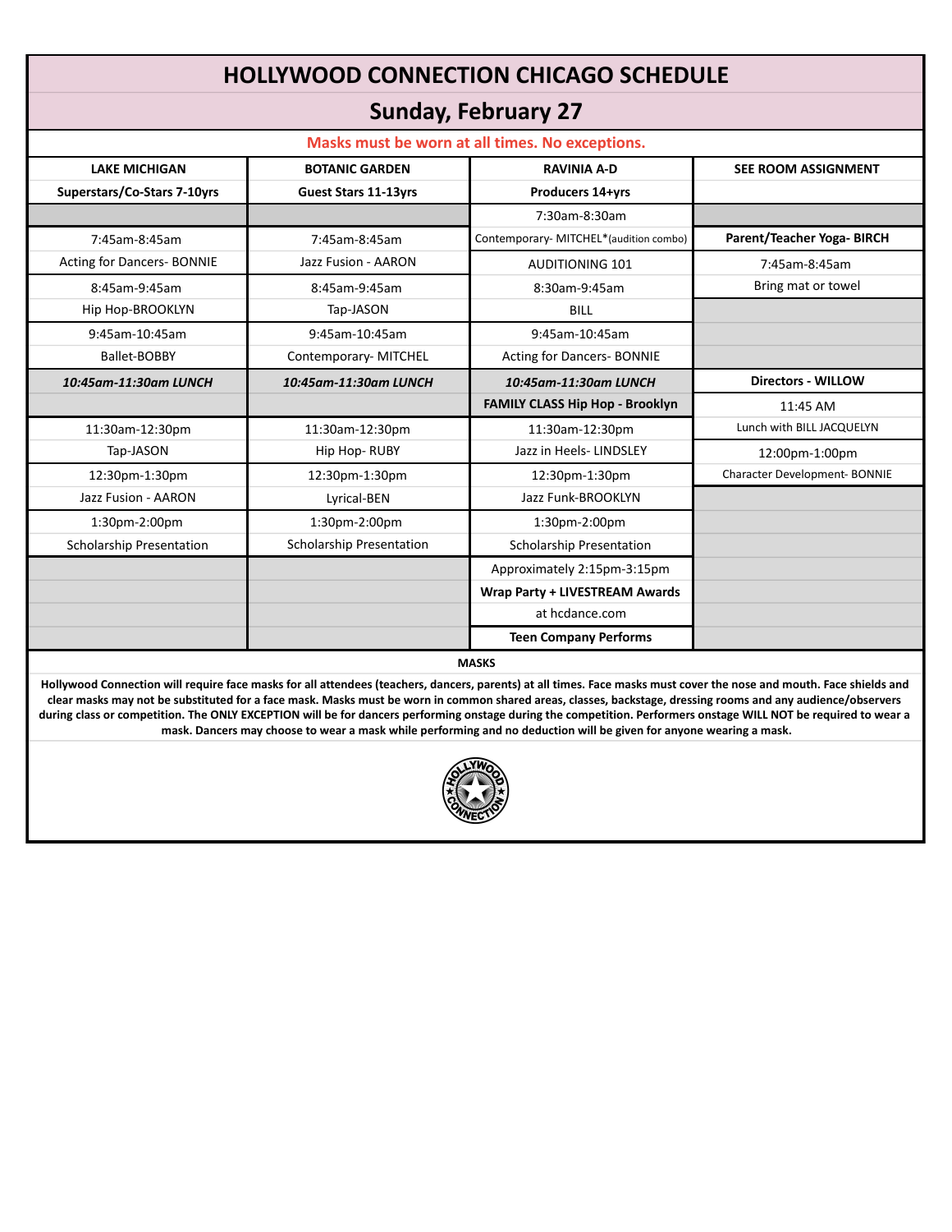# HOLLYWOOD CONNECTION CHICAGO SCHEDULE

## Sunday, February 27

**Masks must be worn at all times. No exceptions.**

| LAKE MICHIGAN | BOTANIC GARDEN | RAVINIA A-D | SEE ROOM ASSIGNMENT |
|---|---|---|---|
| **Superstars/Co-Stars 7-10yrs** | **Guest Stars 11-13yrs** | **Producers 14+yrs** | |
| | | 7:30am-8:30am | |
| 7:45am-8:45am | 7:45am-8:45am | Contemporary- MITCHEL*(audition combo) | **Parent/Teacher Yoga- BIRCH** |
| Acting for Dancers- BONNIE | Jazz Fusion - AARON | AUDITIONING 101 | 7:45am-8:45am |
| 8:45am-9:45am | 8:45am-9:45am | 8:30am-9:45am | Bring mat or towel |
| Hip Hop-BROOKLYN | Tap-JASON | BILL | |
| 9:45am-10:45am | 9:45am-10:45am | 9:45am-10:45am | |
| Ballet-BOBBY | Contemporary- MITCHEL | Acting for Dancers- BONNIE | |
| ***10:45am-11:30am LUNCH*** | ***10:45am-11:30am LUNCH*** | ***10:45am-11:30am LUNCH*** | **Directors - WILLOW** |
| | | **FAMILY CLASS Hip Hop - Brooklyn** | 11:45 AM |
| 11:30am-12:30pm | 11:30am-12:30pm | 11:30am-12:30pm | Lunch with BILL JACQUELYN |
| Tap-JASON | Hip Hop- RUBY | Jazz in Heels- LINDSLEY | 12:00pm-1:00pm |
| 12:30pm-1:30pm | 12:30pm-1:30pm | 12:30pm-1:30pm | Character Development- BONNIE |
| Jazz Fusion - AARON | Lyrical-BEN | Jazz Funk-BROOKLYN | |
| 1:30pm-2:00pm | 1:30pm-2:00pm | 1:30pm-2:00pm | |
| Scholarship Presentation | Scholarship Presentation | Scholarship Presentation | |
| | | Approximately 2:15pm-3:15pm | |
| | | **Wrap Party + LIVESTREAM Awards** | |
| | | at hcdance.com | |
| | | **Teen Company Performs** | |

**MASKS**

**Hollywood Connection will require face masks for all attendees (teachers, dancers, parents) at all times. Face masks must cover the nose and mouth. Face shields and clear masks may not be substituted for a face mask. Masks must be worn in common shared areas, classes, backstage, dressing rooms and any audience/observers during class or competition. The ONLY EXCEPTION will be for dancers performing onstage during the competition. Performers onstage WILL NOT be required to wear a mask. Dancers may choose to wear a mask while performing and no deduction will be given for anyone wearing a mask.**